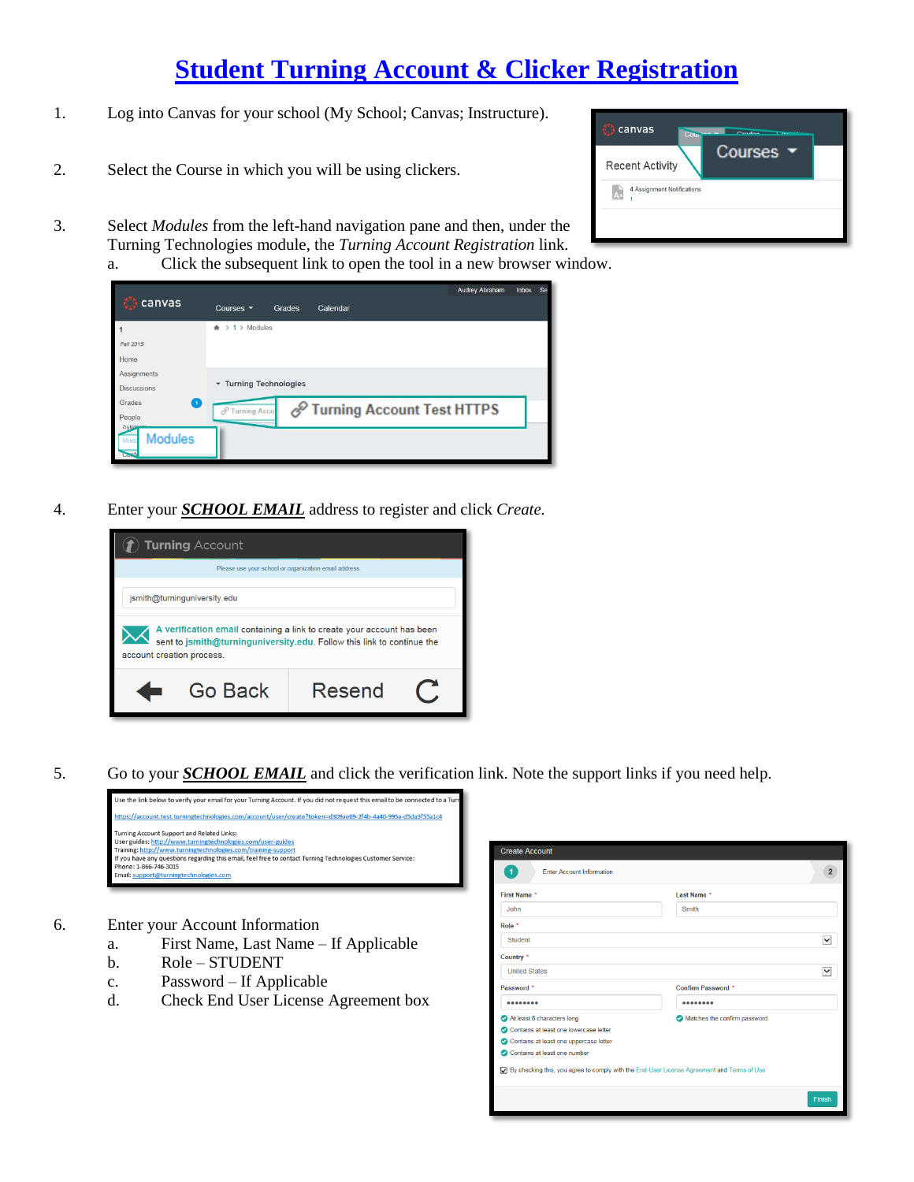# Student Turning Account & Clicker Registration

1. Log into Canvas for your school (My School; Canvas; Instructure).

2. Select the Course in which you will be using clickers.

3. Select *Modules* from the left-hand navigation pane and then, under the Turning Technologies module, the *Turning Account Registration* link.
   a. Click the subsequent link to open the tool in a new browser window.

4. Enter your ***SCHOOL EMAIL*** address to register and click *Create.*

5. Go to your ***SCHOOL EMAIL*** and click the verification link. Note the support links if you need help.

6. Enter your Account Information
   a. First Name, Last Name – If Applicable
   b. Role – STUDENT
   c. Password – If Applicable
   d. Check End User License Agreement box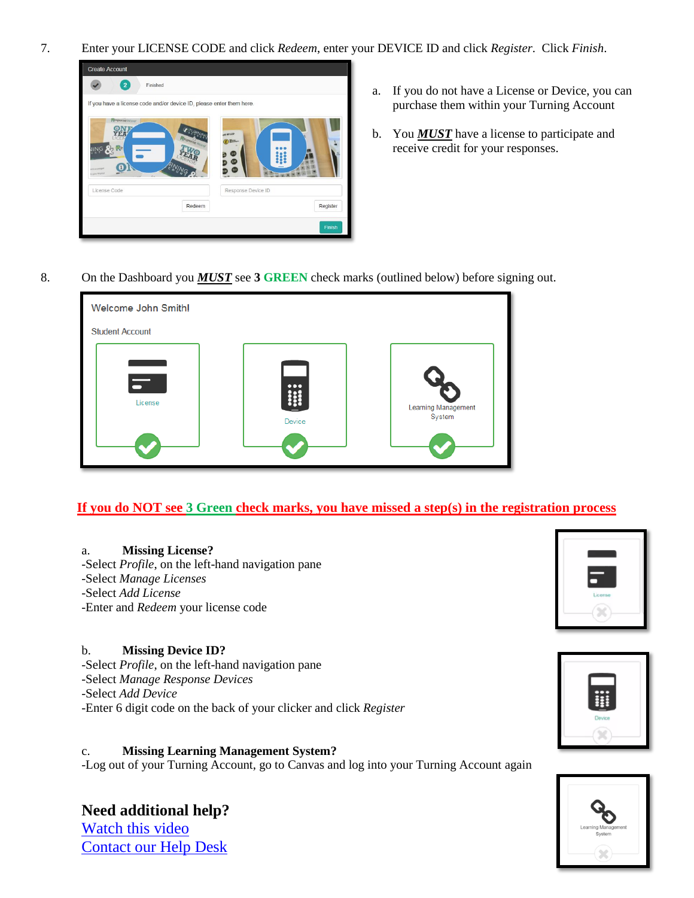7. Enter your LICENSE CODE and click *Redeem*, enter your DEVICE ID and click *Register*. Click *Finish*.

   a. If you do not have a License or Device, you can purchase them within your Turning Account

   b. You ***MUST*** have a license to participate and receive credit for your responses.

8. On the Dashboard you ***MUST*** see **3 GREEN** check marks (outlined below) before signing out.

**If you do NOT see 3 Green check marks, you have missed a step(s) in the registration process**

a. **Missing License?**
-Select *Profile*, on the left-hand navigation pane
-Select *Manage Licenses*
-Select *Add License*
-Enter and *Redeem* your license code

b. **Missing Device ID?**
-Select *Profile*, on the left-hand navigation pane
-Select *Manage Response Devices*
-Select *Add Device*
-Enter 6 digit code on the back of your clicker and click *Register*

c. **Missing Learning Management System?**
-Log out of your Turning Account, go to Canvas and log into your Turning Account again

## Need additional help?

[Watch this video](#)
[Contact our Help Desk](#)